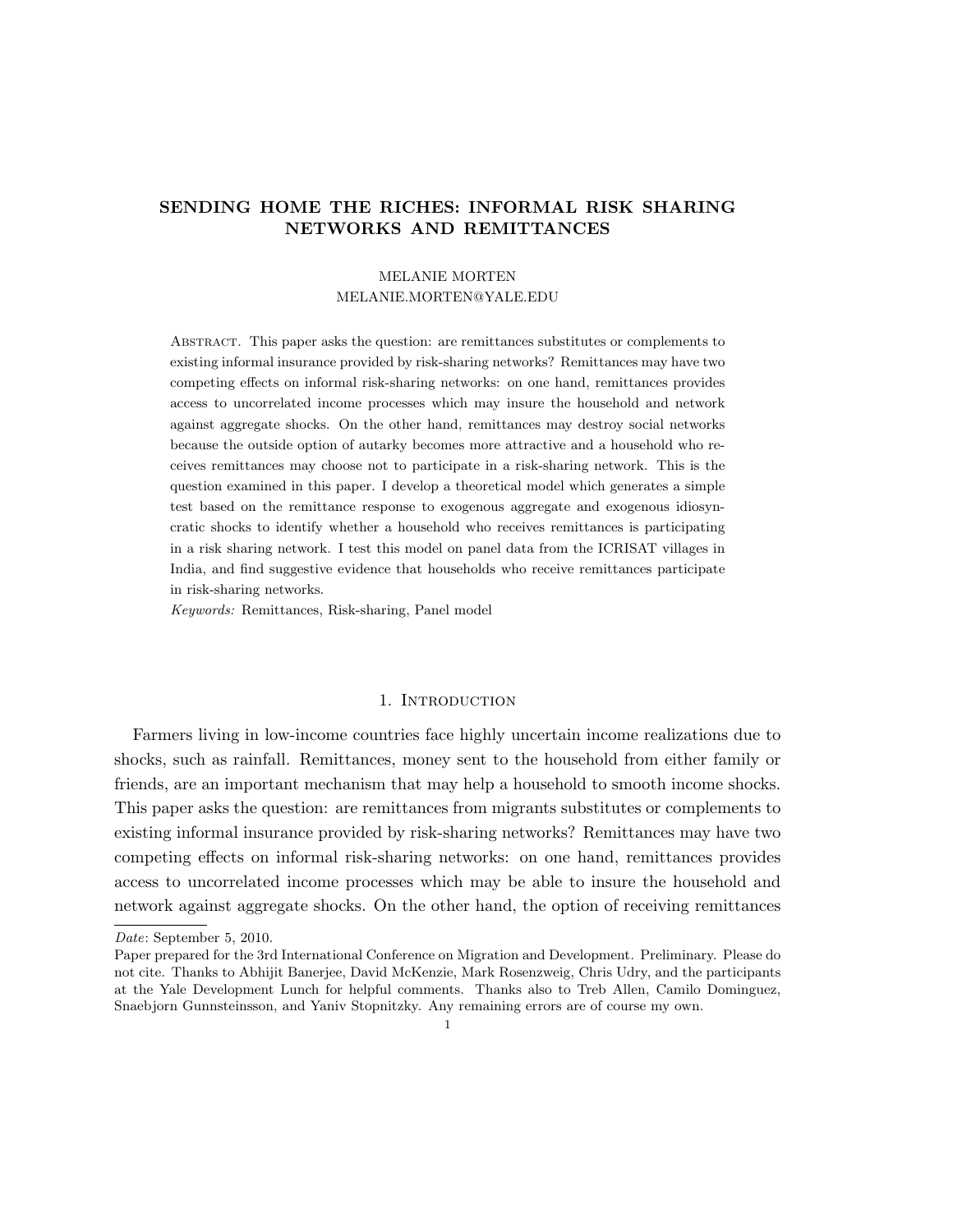# SENDING HOME THE RICHES: INFORMAL RISK SHARING NETWORKS AND REMITTANCES

MELANIE MORTEN
MELANIE.MORTEN@YALE.EDU

Abstract. This paper asks the question: are remittances substitutes or complements to existing informal insurance provided by risk-sharing networks? Remittances may have two competing effects on informal risk-sharing networks: on one hand, remittances provides access to uncorrelated income processes which may insure the household and network against aggregate shocks. On the other hand, remittances may destroy social networks because the outside option of autarky becomes more attractive and a household who receives remittances may choose not to participate in a risk-sharing network. This is the question examined in this paper. I develop a theoretical model which generates a simple test based on the remittance response to exogenous aggregate and exogenous idiosyncratic shocks to identify whether a household who receives remittances is participating in a risk sharing network. I test this model on panel data from the ICRISAT villages in India, and find suggestive evidence that households who receive remittances participate in risk-sharing networks.

*Keywords:* Remittances, Risk-sharing, Panel model

## 1. Introduction

Farmers living in low-income countries face highly uncertain income realizations due to shocks, such as rainfall. Remittances, money sent to the household from either family or friends, are an important mechanism that may help a household to smooth income shocks. This paper asks the question: are remittances from migrants substitutes or complements to existing informal insurance provided by risk-sharing networks? Remittances may have two competing effects on informal risk-sharing networks: on one hand, remittances provides access to uncorrelated income processes which may be able to insure the household and network against aggregate shocks. On the other hand, the option of receiving remittances

---

*Date*: September 5, 2010.
Paper prepared for the 3rd International Conference on Migration and Development. Preliminary. Please do not cite. Thanks to Abhijit Banerjee, David McKenzie, Mark Rosenzweig, Chris Udry, and the participants at the Yale Development Lunch for helpful comments. Thanks also to Treb Allen, Camilo Dominguez, Snaebjorn Gunnsteinsson, and Yaniv Stopnitzky. Any remaining errors are of course my own.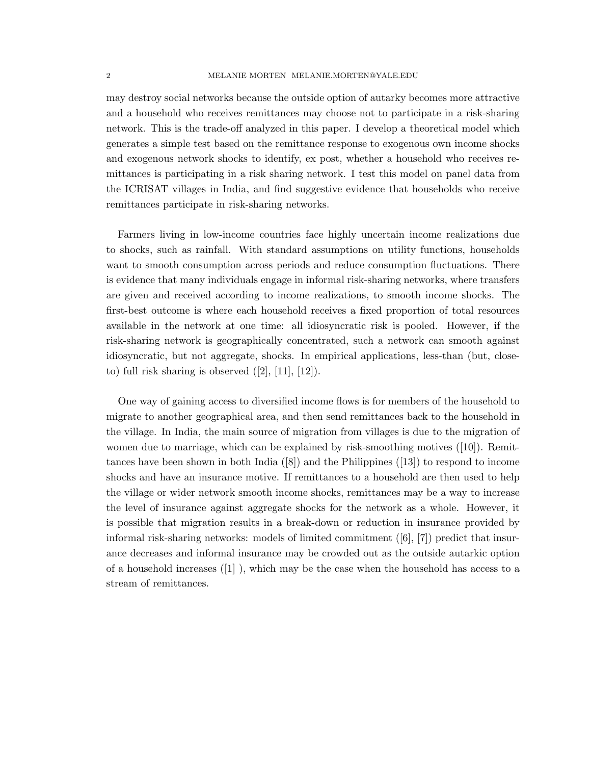may destroy social networks because the outside option of autarky becomes more attractive and a household who receives remittances may choose not to participate in a risk-sharing network. This is the trade-off analyzed in this paper. I develop a theoretical model which generates a simple test based on the remittance response to exogenous own income shocks and exogenous network shocks to identify, ex post, whether a household who receives remittances is participating in a risk sharing network. I test this model on panel data from the ICRISAT villages in India, and find suggestive evidence that households who receive remittances participate in risk-sharing networks.

Farmers living in low-income countries face highly uncertain income realizations due to shocks, such as rainfall. With standard assumptions on utility functions, households want to smooth consumption across periods and reduce consumption fluctuations. There is evidence that many individuals engage in informal risk-sharing networks, where transfers are given and received according to income realizations, to smooth income shocks. The first-best outcome is where each household receives a fixed proportion of total resources available in the network at one time: all idiosyncratic risk is pooled. However, if the risk-sharing network is geographically concentrated, such a network can smooth against idiosyncratic, but not aggregate, shocks. In empirical applications, less-than (but, close-to) full risk sharing is observed ([2], [11], [12]).

One way of gaining access to diversified income flows is for members of the household to migrate to another geographical area, and then send remittances back to the household in the village. In India, the main source of migration from villages is due to the migration of women due to marriage, which can be explained by risk-smoothing motives ([10]). Remittances have been shown in both India ([8]) and the Philippines ([13]) to respond to income shocks and have an insurance motive. If remittances to a household are then used to help the village or wider network smooth income shocks, remittances may be a way to increase the level of insurance against aggregate shocks for the network as a whole. However, it is possible that migration results in a break-down or reduction in insurance provided by informal risk-sharing networks: models of limited commitment ([6], [7]) predict that insurance decreases and informal insurance may be crowded out as the outside autarkic option of a household increases ([1] ), which may be the case when the household has access to a stream of remittances.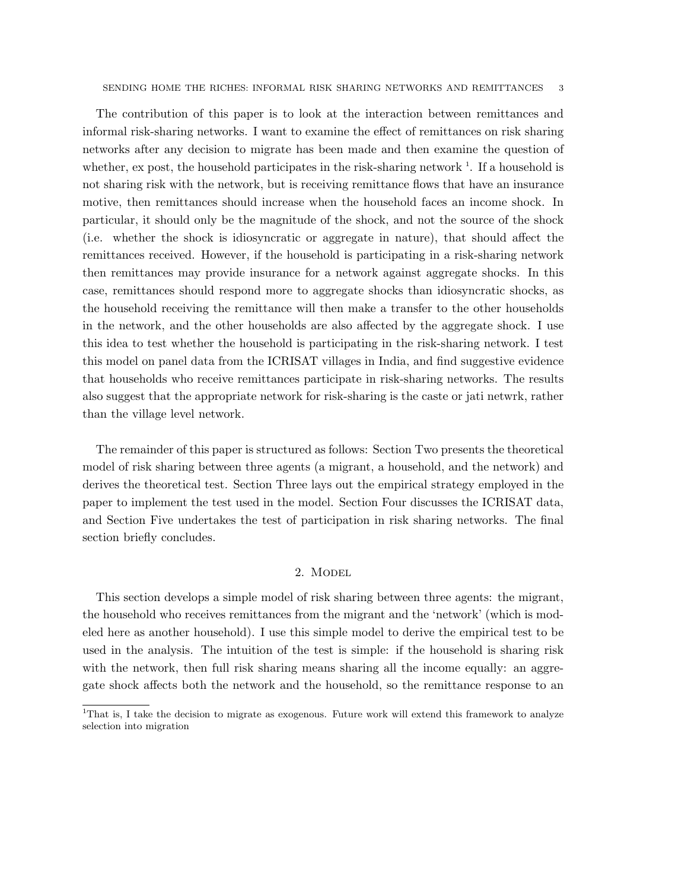The contribution of this paper is to look at the interaction between remittances and informal risk-sharing networks. I want to examine the effect of remittances on risk sharing networks after any decision to migrate has been made and then examine the question of whether, ex post, the household participates in the risk-sharing network [1]. If a household is not sharing risk with the network, but is receiving remittance flows that have an insurance motive, then remittances should increase when the household faces an income shock. In particular, it should only be the magnitude of the shock, and not the source of the shock (i.e. whether the shock is idiosyncratic or aggregate in nature), that should affect the remittances received. However, if the household is participating in a risk-sharing network then remittances may provide insurance for a network against aggregate shocks. In this case, remittances should respond more to aggregate shocks than idiosyncratic shocks, as the household receiving the remittance will then make a transfer to the other households in the network, and the other households are also affected by the aggregate shock. I use this idea to test whether the household is participating in the risk-sharing network. I test this model on panel data from the ICRISAT villages in India, and find suggestive evidence that households who receive remittances participate in risk-sharing networks. The results also suggest that the appropriate network for risk-sharing is the caste or jati netwrk, rather than the village level network.

The remainder of this paper is structured as follows: Section Two presents the theoretical model of risk sharing between three agents (a migrant, a household, and the network) and derives the theoretical test. Section Three lays out the empirical strategy employed in the paper to implement the test used in the model. Section Four discusses the ICRISAT data, and Section Five undertakes the test of participation in risk sharing networks. The final section briefly concludes.

## 2. Model

This section develops a simple model of risk sharing between three agents: the migrant, the household who receives remittances from the migrant and the 'network' (which is modeled here as another household). I use this simple model to derive the empirical test to be used in the analysis. The intuition of the test is simple: if the household is sharing risk with the network, then full risk sharing means sharing all the income equally: an aggregate shock affects both the network and the household, so the remittance response to an

[1] That is, I take the decision to migrate as exogenous. Future work will extend this framework to analyze selection into migration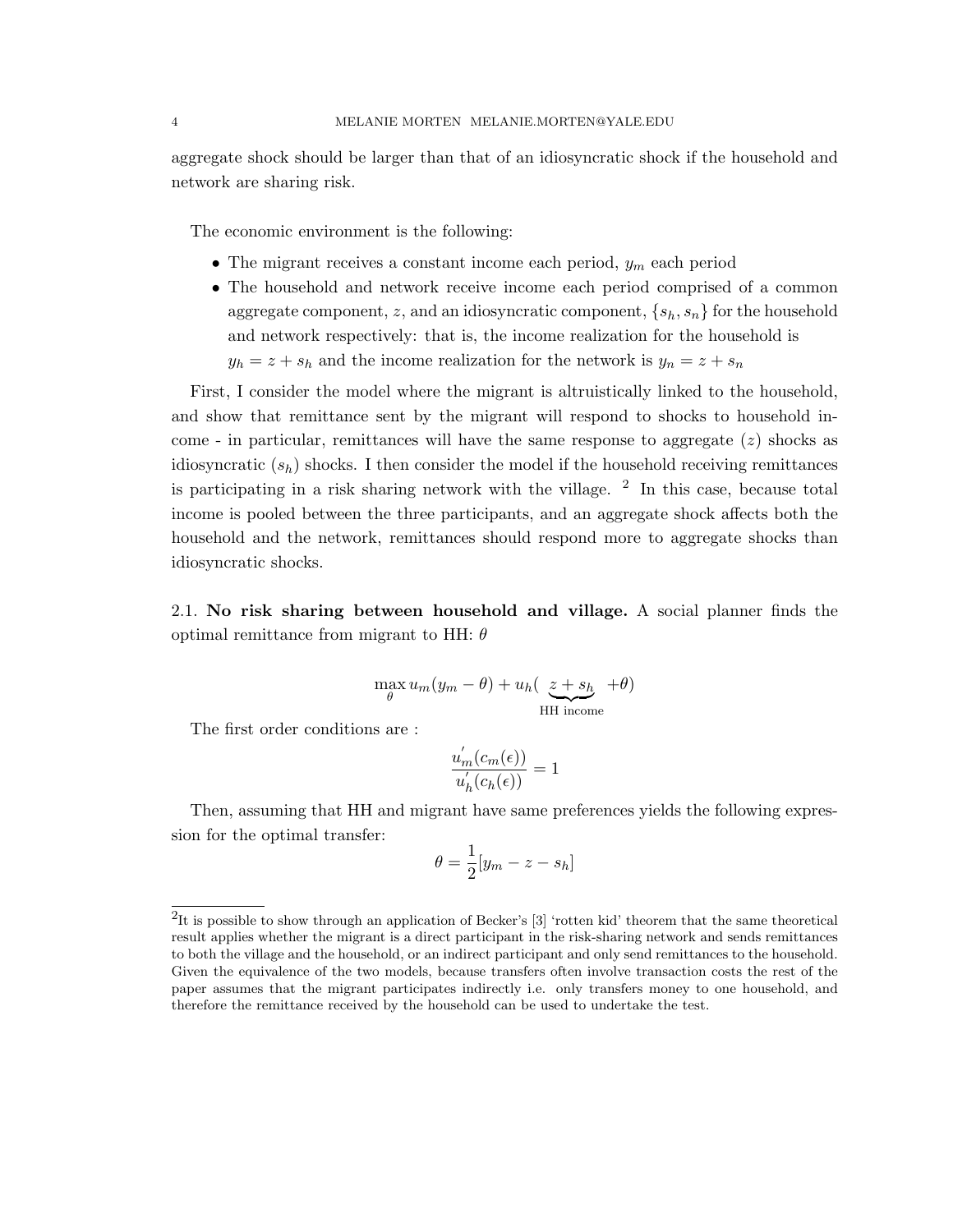aggregate shock should be larger than that of an idiosyncratic shock if the household and network are sharing risk.

The economic environment is the following:

- The migrant receives a constant income each period, $y_m$ each period
- The household and network receive income each period comprised of a common aggregate component, $z$, and an idiosyncratic component, $\{s_h, s_n\}$ for the household and network respectively: that is, the income realization for the household is $y_h = z + s_h$ and the income realization for the network is $y_n = z + s_n$

First, I consider the model where the migrant is altruistically linked to the household, and show that remittance sent by the migrant will respond to shocks to household income - in particular, remittances will have the same response to aggregate ($z$) shocks as idiosyncratic ($s_h$) shocks. I then consider the model if the household receiving remittances is participating in a risk sharing network with the village. [2] In this case, because total income is pooled between the three participants, and an aggregate shock affects both the household and the network, remittances should respond more to aggregate shocks than idiosyncratic shocks.

## 2.1. No risk sharing between household and village.

A social planner finds the optimal remittance from migrant to HH: $\theta$

$$\max_{\theta} u_m(y_m - \theta) + u_h(\underbrace{z + s_h}_{\text{HH income}} + \theta)$$

The first order conditions are :

$$\frac{u_m^{'}(c_m(\epsilon))}{u_h^{'}(c_h(\epsilon))} = 1$$

Then, assuming that HH and migrant have same preferences yields the following expression for the optimal transfer:

$$\theta = \frac{1}{2}[y_m - z - s_h]$$

[2] It is possible to show through an application of Becker's [3] 'rotten kid' theorem that the same theoretical result applies whether the migrant is a direct participant in the risk-sharing network and sends remittances to both the village and the household, or an indirect participant and only send remittances to the household. Given the equivalence of the two models, because transfers often involve transaction costs the rest of the paper assumes that the migrant participates indirectly i.e. only transfers money to one household, and therefore the remittance received by the household can be used to undertake the test.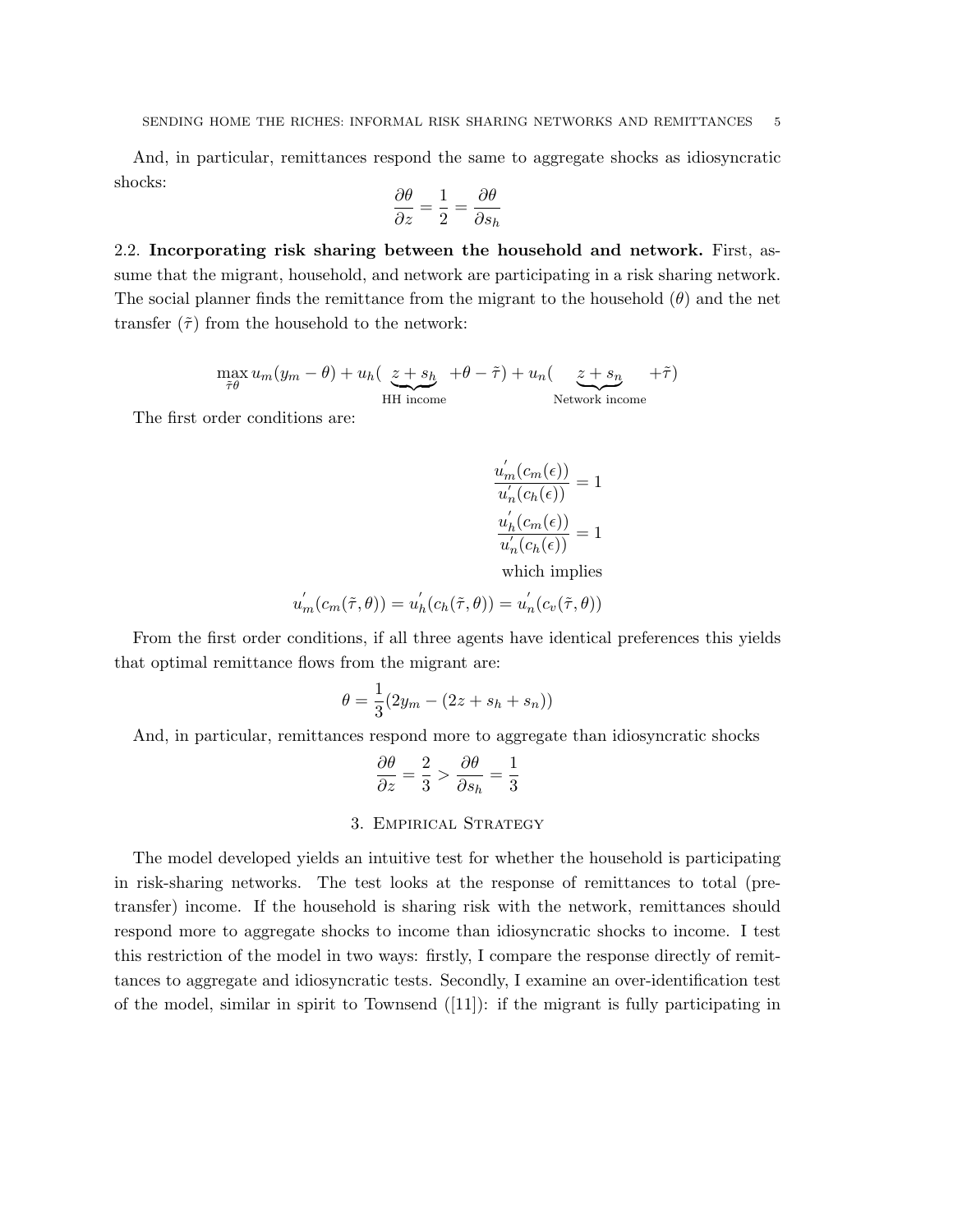And, in particular, remittances respond the same to aggregate shocks as idiosyncratic shocks:

$$\frac{\partial \theta}{\partial z} = \frac{1}{2} = \frac{\partial \theta}{\partial s_h}$$

## 2.2. Incorporating risk sharing between the household and network.

First, assume that the migrant, household, and network are participating in a risk sharing network. The social planner finds the remittance from the migrant to the household ($\theta$) and the net transfer ($\tilde{\tau}$) from the household to the network:

$$\max_{\tilde{\tau}\theta} u_m(y_m - \theta) + u_h(\underbrace{z + s_h}_{\text{HH income}} + \theta - \tilde{\tau}) + u_n(\underbrace{z + s_n}_{\text{Network income}} + \tilde{\tau})$$

The first order conditions are:

$$\frac{u_m^{'}(c_m(\epsilon))}{u_n^{'}(c_h(\epsilon))} = 1$$

$$\frac{u_h^{'}(c_m(\epsilon))}{u_n^{'}(c_h(\epsilon))} = 1$$

which implies

$$u_m^{'}(c_m(\tilde{\tau}, \theta)) = u_h^{'}(c_h(\tilde{\tau}, \theta)) = u_n^{'}(c_v(\tilde{\tau}, \theta))$$

From the first order conditions, if all three agents have identical preferences this yields that optimal remittance flows from the migrant are:

$$\theta = \frac{1}{3}(2y_m - (2z + s_h + s_n))$$

And, in particular, remittances respond more to aggregate than idiosyncratic shocks

$$\frac{\partial \theta}{\partial z} = \frac{2}{3} > \frac{\partial \theta}{\partial s_h} = \frac{1}{3}$$

# 3. Empirical Strategy

The model developed yields an intuitive test for whether the household is participating in risk-sharing networks. The test looks at the response of remittances to total (pre-transfer) income. If the household is sharing risk with the network, remittances should respond more to aggregate shocks to income than idiosyncratic shocks to income. I test this restriction of the model in two ways: firstly, I compare the response directly of remittances to aggregate and idiosyncratic tests. Secondly, I examine an over-identification test of the model, similar in spirit to Townsend ([11]): if the migrant is fully participating in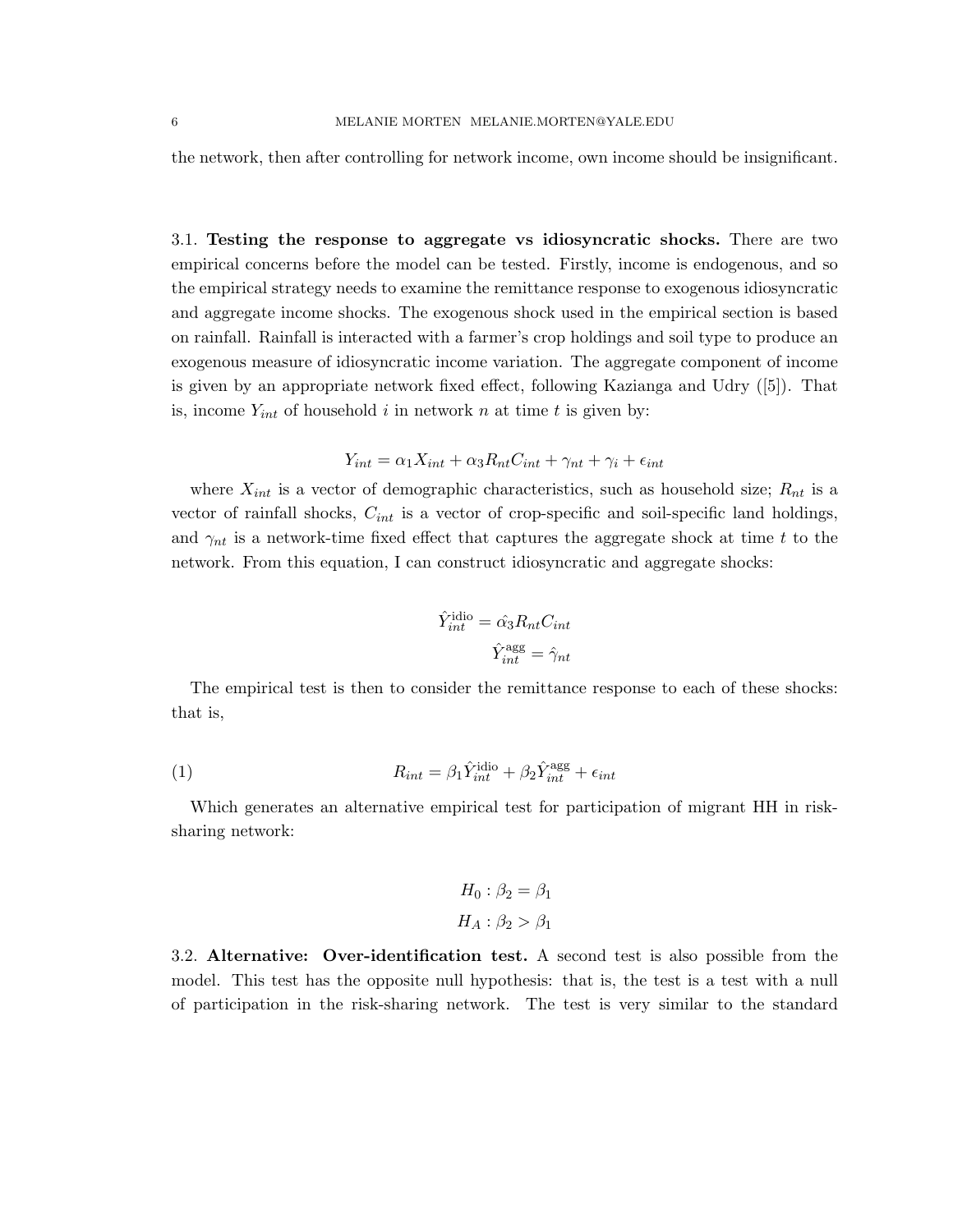the network, then after controlling for network income, own income should be insignificant.

### 3.1. Testing the response to aggregate vs idiosyncratic shocks.

There are two empirical concerns before the model can be tested. Firstly, income is endogenous, and so the empirical strategy needs to examine the remittance response to exogenous idiosyncratic and aggregate income shocks. The exogenous shock used in the empirical section is based on rainfall. Rainfall is interacted with a farmer's crop holdings and soil type to produce an exogenous measure of idiosyncratic income variation. The aggregate component of income is given by an appropriate network fixed effect, following Kazianga and Udry ([5]). That is, income $Y_{int}$ of household $i$ in network $n$ at time $t$ is given by:

$$Y_{int} = \alpha_1 X_{int} + \alpha_3 R_{nt} C_{int} + \gamma_{nt} + \gamma_i + \epsilon_{int}$$

where $X_{int}$ is a vector of demographic characteristics, such as household size; $R_{nt}$ is a vector of rainfall shocks, $C_{int}$ is a vector of crop-specific and soil-specific land holdings, and $\gamma_{nt}$ is a network-time fixed effect that captures the aggregate shock at time $t$ to the network. From this equation, I can construct idiosyncratic and aggregate shocks:

$$\hat{Y}^{\text{idio}}_{int} = \hat{\alpha_3} R_{nt} C_{int}$$

$$\hat{Y}^{\text{agg}}_{int} = \hat{\gamma}_{nt}$$

The empirical test is then to consider the remittance response to each of these shocks: that is,

$$R_{int} = \beta_1 \hat{Y}^{\text{idio}}_{int} + \beta_2 \hat{Y}^{\text{agg}}_{int} + \epsilon_{int} \tag{1}$$

Which generates an alternative empirical test for participation of migrant HH in risk-sharing network:

$$H_0 : \beta_2 = \beta_1$$

$$H_A : \beta_2 > \beta_1$$

### 3.2. Alternative: Over-identification test.

A second test is also possible from the model. This test has the opposite null hypothesis: that is, the test is a test with a null of participation in the risk-sharing network. The test is very similar to the standard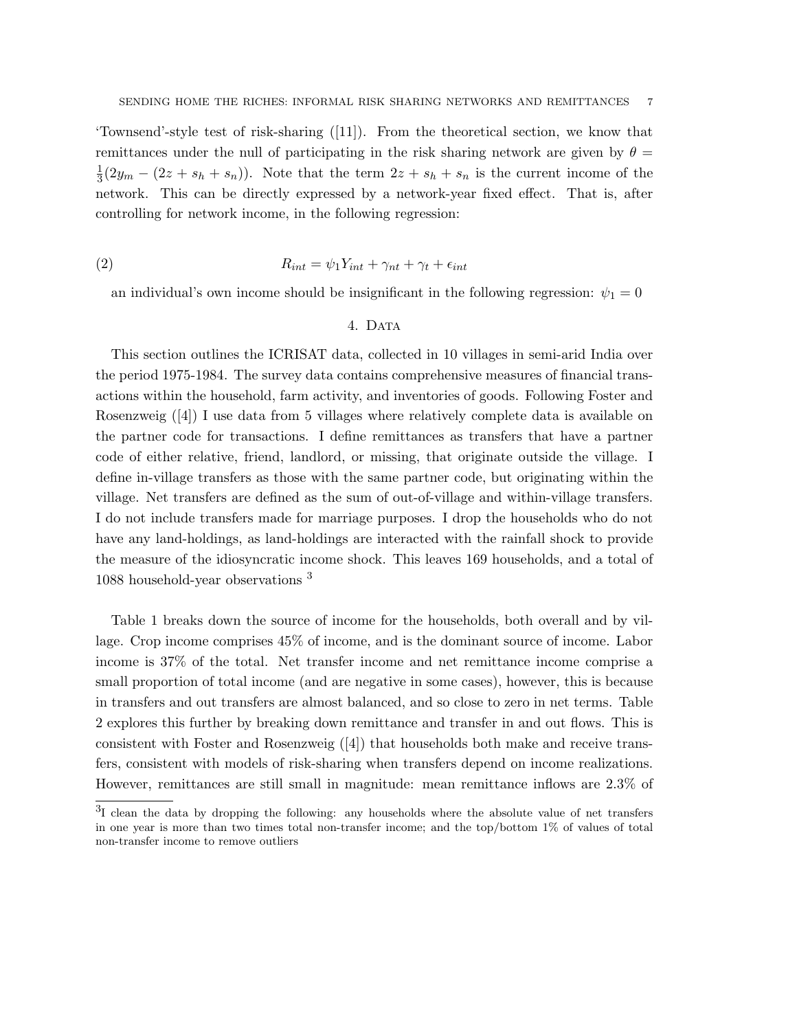'Townsend'-style test of risk-sharing ([11]). From the theoretical section, we know that remittances under the null of participating in the risk sharing network are given by $\theta = \frac{1}{3}(2y_m - (2z + s_h + s_n))$. Note that the term $2z + s_h + s_n$ is the current income of the network. This can be directly expressed by a network-year fixed effect. That is, after controlling for network income, in the following regression:

$$R_{int} = \psi_1 Y_{int} + \gamma_{nt} + \gamma_t + \epsilon_{int} \tag{2}$$

an individual's own income should be insignificant in the following regression: $\psi_1 = 0$

## 4. Data

This section outlines the ICRISAT data, collected in 10 villages in semi-arid India over the period 1975-1984. The survey data contains comprehensive measures of financial transactions within the household, farm activity, and inventories of goods. Following Foster and Rosenzweig ([4]) I use data from 5 villages where relatively complete data is available on the partner code for transactions. I define remittances as transfers that have a partner code of either relative, friend, landlord, or missing, that originate outside the village. I define in-village transfers as those with the same partner code, but originating within the village. Net transfers are defined as the sum of out-of-village and within-village transfers. I do not include transfers made for marriage purposes. I drop the households who do not have any land-holdings, as land-holdings are interacted with the rainfall shock to provide the measure of the idiosyncratic income shock. This leaves 169 households, and a total of 1088 household-year observations [3]

Table 1 breaks down the source of income for the households, both overall and by village. Crop income comprises 45% of income, and is the dominant source of income. Labor income is 37% of the total. Net transfer income and net remittance income comprise a small proportion of total income (and are negative in some cases), however, this is because in transfers and out transfers are almost balanced, and so close to zero in net terms. Table 2 explores this further by breaking down remittance and transfer in and out flows. This is consistent with Foster and Rosenzweig ([4]) that households both make and receive transfers, consistent with models of risk-sharing when transfers depend on income realizations. However, remittances are still small in magnitude: mean remittance inflows are 2.3% of

[3] I clean the data by dropping the following: any households where the absolute value of net transfers in one year is more than two times total non-transfer income; and the top/bottom 1% of values of total non-transfer income to remove outliers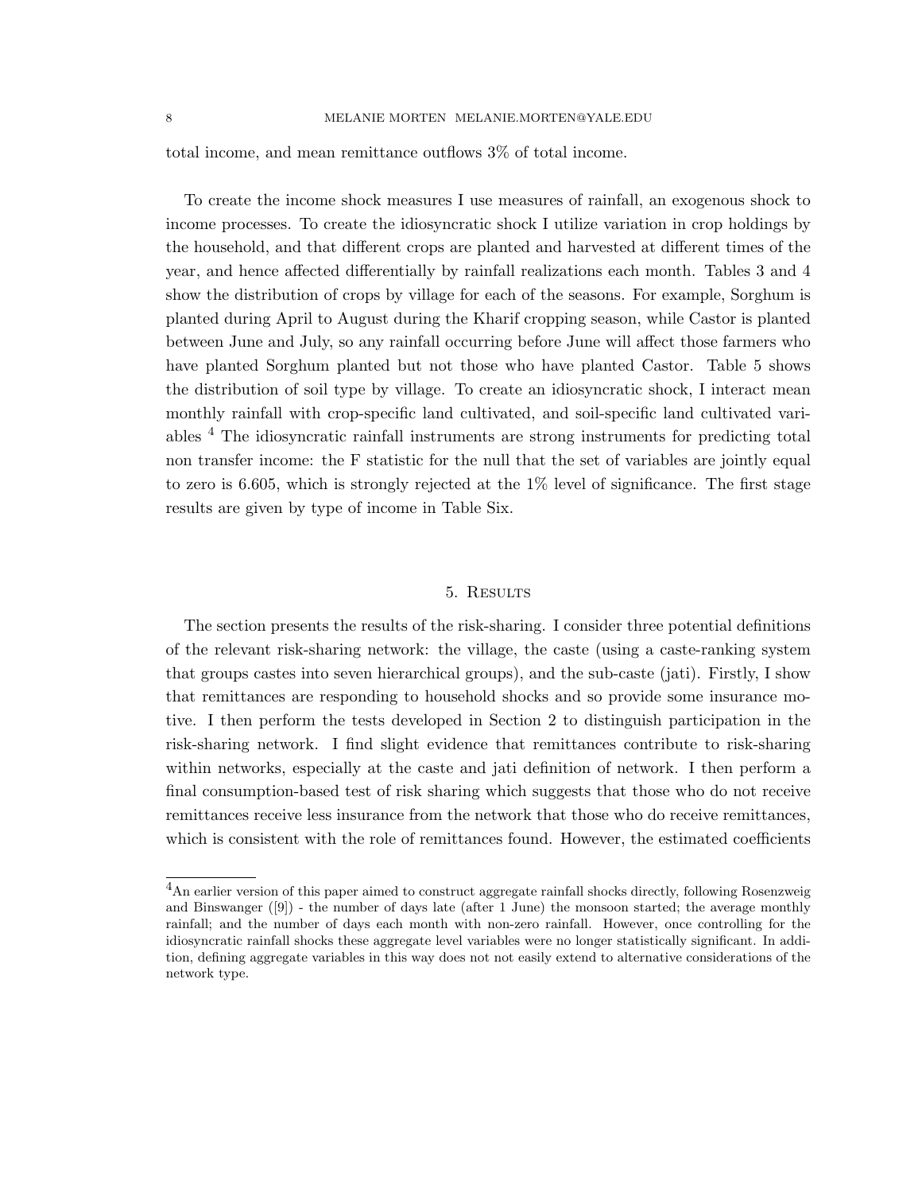total income, and mean remittance outflows 3% of total income.

To create the income shock measures I use measures of rainfall, an exogenous shock to income processes. To create the idiosyncratic shock I utilize variation in crop holdings by the household, and that different crops are planted and harvested at different times of the year, and hence affected differentially by rainfall realizations each month. Tables 3 and 4 show the distribution of crops by village for each of the seasons. For example, Sorghum is planted during April to August during the Kharif cropping season, while Castor is planted between June and July, so any rainfall occurring before June will affect those farmers who have planted Sorghum planted but not those who have planted Castor. Table 5 shows the distribution of soil type by village. To create an idiosyncratic shock, I interact mean monthly rainfall with crop-specific land cultivated, and soil-specific land cultivated variables [4] The idiosyncratic rainfall instruments are strong instruments for predicting total non transfer income: the F statistic for the null that the set of variables are jointly equal to zero is 6.605, which is strongly rejected at the 1% level of significance. The first stage results are given by type of income in Table Six.

## 5. Results

The section presents the results of the risk-sharing. I consider three potential definitions of the relevant risk-sharing network: the village, the caste (using a caste-ranking system that groups castes into seven hierarchical groups), and the sub-caste (jati). Firstly, I show that remittances are responding to household shocks and so provide some insurance motive. I then perform the tests developed in Section 2 to distinguish participation in the risk-sharing network. I find slight evidence that remittances contribute to risk-sharing within networks, especially at the caste and jati definition of network. I then perform a final consumption-based test of risk sharing which suggests that those who do not receive remittances receive less insurance from the network that those who do receive remittances, which is consistent with the role of remittances found. However, the estimated coefficients

[4] An earlier version of this paper aimed to construct aggregate rainfall shocks directly, following Rosenzweig and Binswanger ([9]) - the number of days late (after 1 June) the monsoon started; the average monthly rainfall; and the number of days each month with non-zero rainfall. However, once controlling for the idiosyncratic rainfall shocks these aggregate level variables were no longer statistically significant. In addition, defining aggregate variables in this way does not not easily extend to alternative considerations of the network type.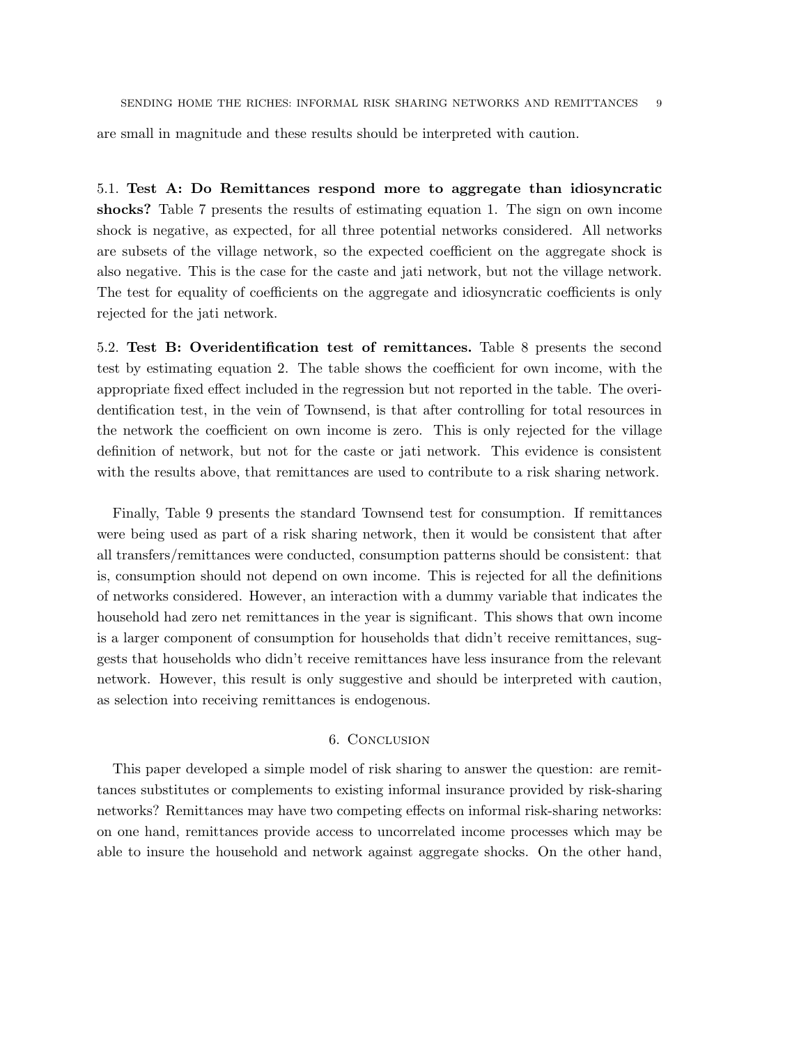are small in magnitude and these results should be interpreted with caution.

5.1. **Test A: Do Remittances respond more to aggregate than idiosyncratic shocks?** Table 7 presents the results of estimating equation 1. The sign on own income shock is negative, as expected, for all three potential networks considered. All networks are subsets of the village network, so the expected coefficient on the aggregate shock is also negative. This is the case for the caste and jati network, but not the village network. The test for equality of coefficients on the aggregate and idiosyncratic coefficients is only rejected for the jati network.

5.2. **Test B: Overidentification test of remittances.** Table 8 presents the second test by estimating equation 2. The table shows the coefficient for own income, with the appropriate fixed effect included in the regression but not reported in the table. The overidentification test, in the vein of Townsend, is that after controlling for total resources in the network the coefficient on own income is zero. This is only rejected for the village definition of network, but not for the caste or jati network. This evidence is consistent with the results above, that remittances are used to contribute to a risk sharing network.

Finally, Table 9 presents the standard Townsend test for consumption. If remittances were being used as part of a risk sharing network, then it would be consistent that after all transfers/remittances were conducted, consumption patterns should be consistent: that is, consumption should not depend on own income. This is rejected for all the definitions of networks considered. However, an interaction with a dummy variable that indicates the household had zero net remittances in the year is significant. This shows that own income is a larger component of consumption for households that didn't receive remittances, suggests that households who didn't receive remittances have less insurance from the relevant network. However, this result is only suggestive and should be interpreted with caution, as selection into receiving remittances is endogenous.

## 6. Conclusion

This paper developed a simple model of risk sharing to answer the question: are remittances substitutes or complements to existing informal insurance provided by risk-sharing networks? Remittances may have two competing effects on informal risk-sharing networks: on one hand, remittances provide access to uncorrelated income processes which may be able to insure the household and network against aggregate shocks. On the other hand,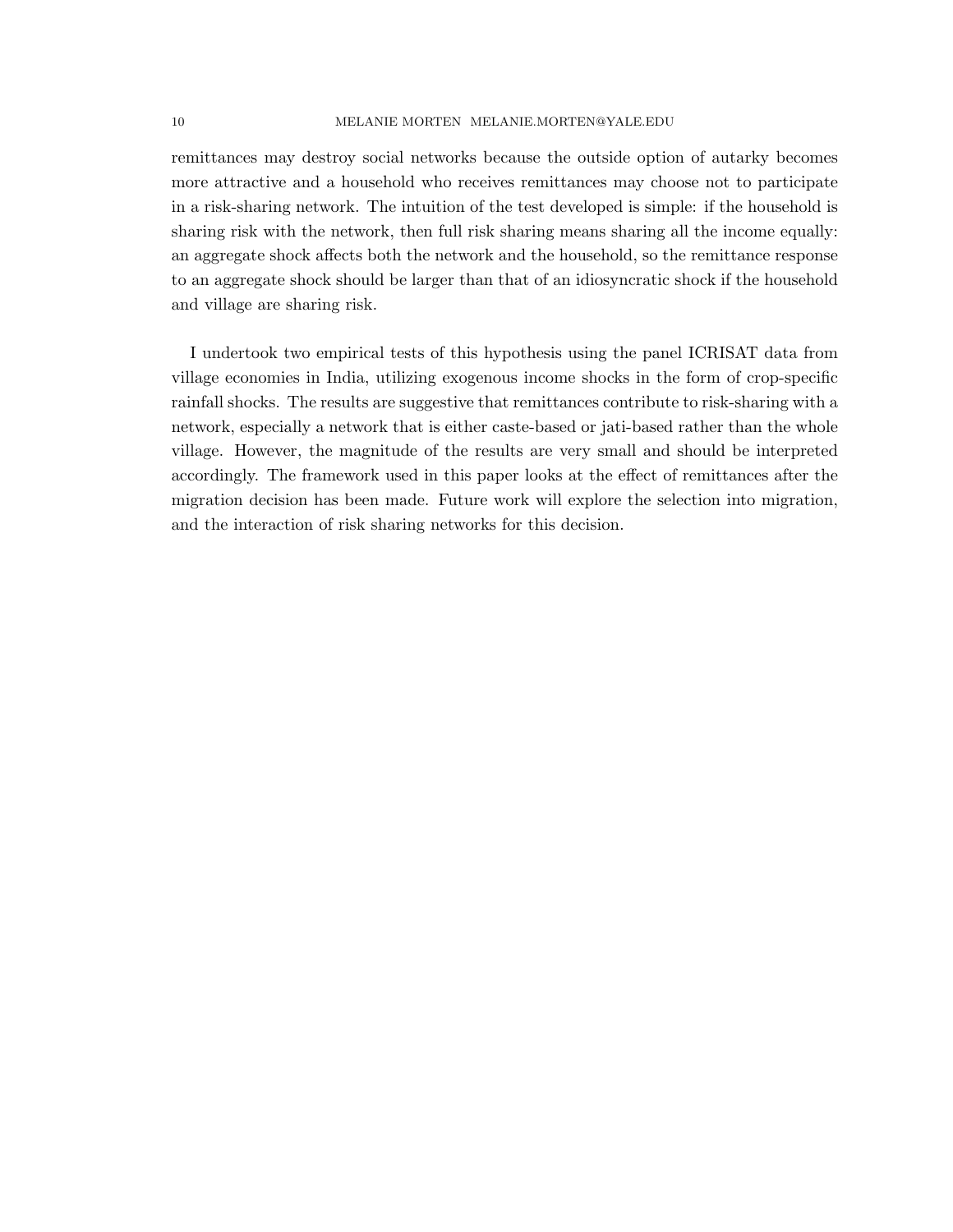remittances may destroy social networks because the outside option of autarky becomes more attractive and a household who receives remittances may choose not to participate in a risk-sharing network. The intuition of the test developed is simple: if the household is sharing risk with the network, then full risk sharing means sharing all the income equally: an aggregate shock affects both the network and the household, so the remittance response to an aggregate shock should be larger than that of an idiosyncratic shock if the household and village are sharing risk.

I undertook two empirical tests of this hypothesis using the panel ICRISAT data from village economies in India, utilizing exogenous income shocks in the form of crop-specific rainfall shocks. The results are suggestive that remittances contribute to risk-sharing with a network, especially a network that is either caste-based or jati-based rather than the whole village. However, the magnitude of the results are very small and should be interpreted accordingly. The framework used in this paper looks at the effect of remittances after the migration decision has been made. Future work will explore the selection into migration, and the interaction of risk sharing networks for this decision.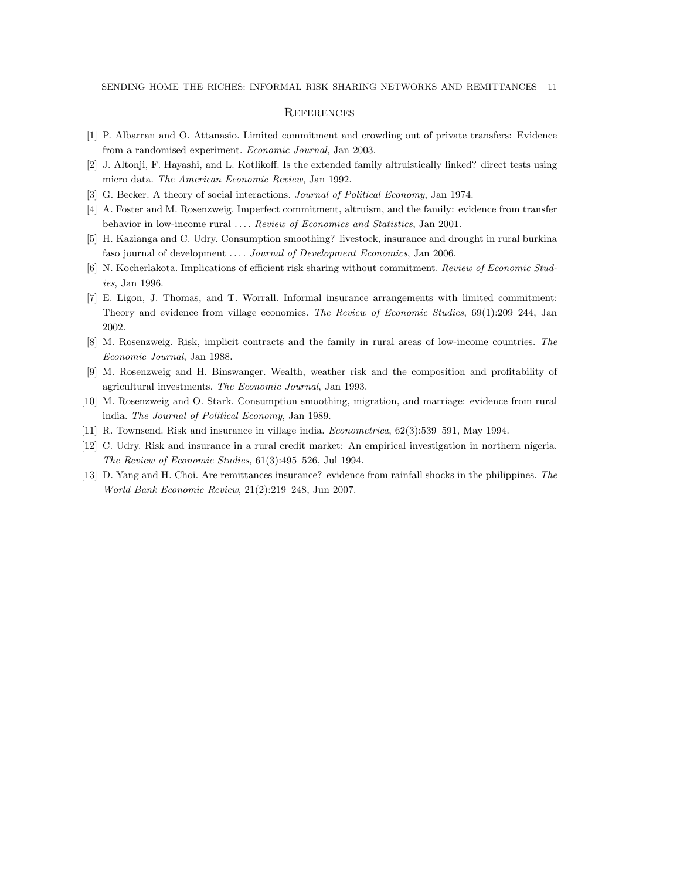## References

[1] P. Albarran and O. Attanasio. Limited commitment and crowding out of private transfers: Evidence from a randomised experiment. *Economic Journal*, Jan 2003.

[2] J. Altonji, F. Hayashi, and L. Kotlikoff. Is the extended family altruistically linked? direct tests using micro data. *The American Economic Review*, Jan 1992.

[3] G. Becker. A theory of social interactions. *Journal of Political Economy*, Jan 1974.

[4] A. Foster and M. Rosenzweig. Imperfect commitment, altruism, and the family: evidence from transfer behavior in low-income rural .... *Review of Economics and Statistics*, Jan 2001.

[5] H. Kazianga and C. Udry. Consumption smoothing? livestock, insurance and drought in rural burkina faso journal of development .... *Journal of Development Economics*, Jan 2006.

[6] N. Kocherlakota. Implications of efficient risk sharing without commitment. *Review of Economic Studies*, Jan 1996.

[7] E. Ligon, J. Thomas, and T. Worrall. Informal insurance arrangements with limited commitment: Theory and evidence from village economies. *The Review of Economic Studies*, 69(1):209–244, Jan 2002.

[8] M. Rosenzweig. Risk, implicit contracts and the family in rural areas of low-income countries. *The Economic Journal*, Jan 1988.

[9] M. Rosenzweig and H. Binswanger. Wealth, weather risk and the composition and profitability of agricultural investments. *The Economic Journal*, Jan 1993.

[10] M. Rosenzweig and O. Stark. Consumption smoothing, migration, and marriage: evidence from rural india. *The Journal of Political Economy*, Jan 1989.

[11] R. Townsend. Risk and insurance in village india. *Econometrica*, 62(3):539–591, May 1994.

[12] C. Udry. Risk and insurance in a rural credit market: An empirical investigation in northern nigeria. *The Review of Economic Studies*, 61(3):495–526, Jul 1994.

[13] D. Yang and H. Choi. Are remittances insurance? evidence from rainfall shocks in the philippines. *The World Bank Economic Review*, 21(2):219–248, Jun 2007.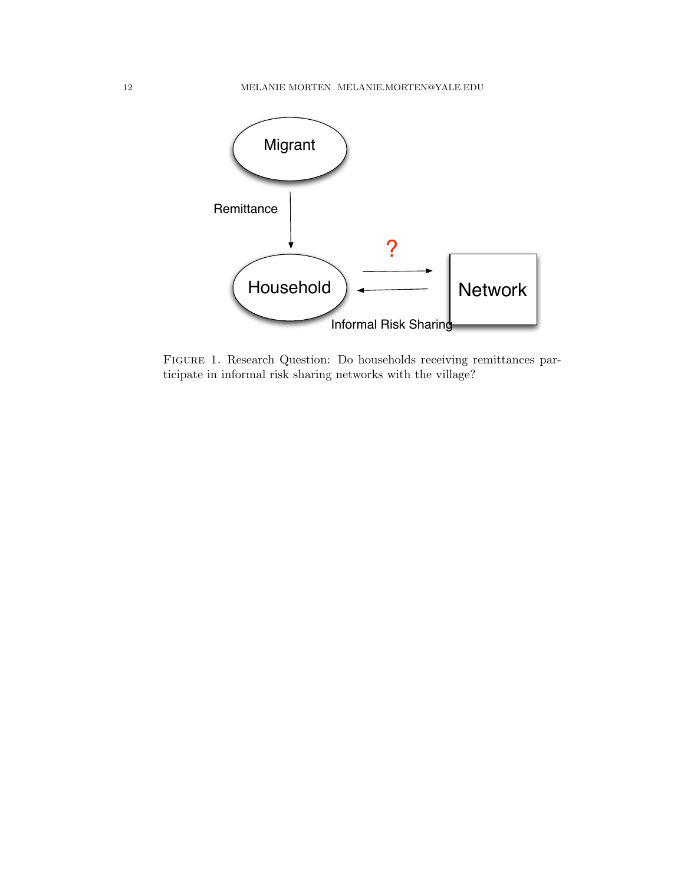FIGURE 1. Research Question: Do households receiving remittances participate in informal risk sharing networks with the village?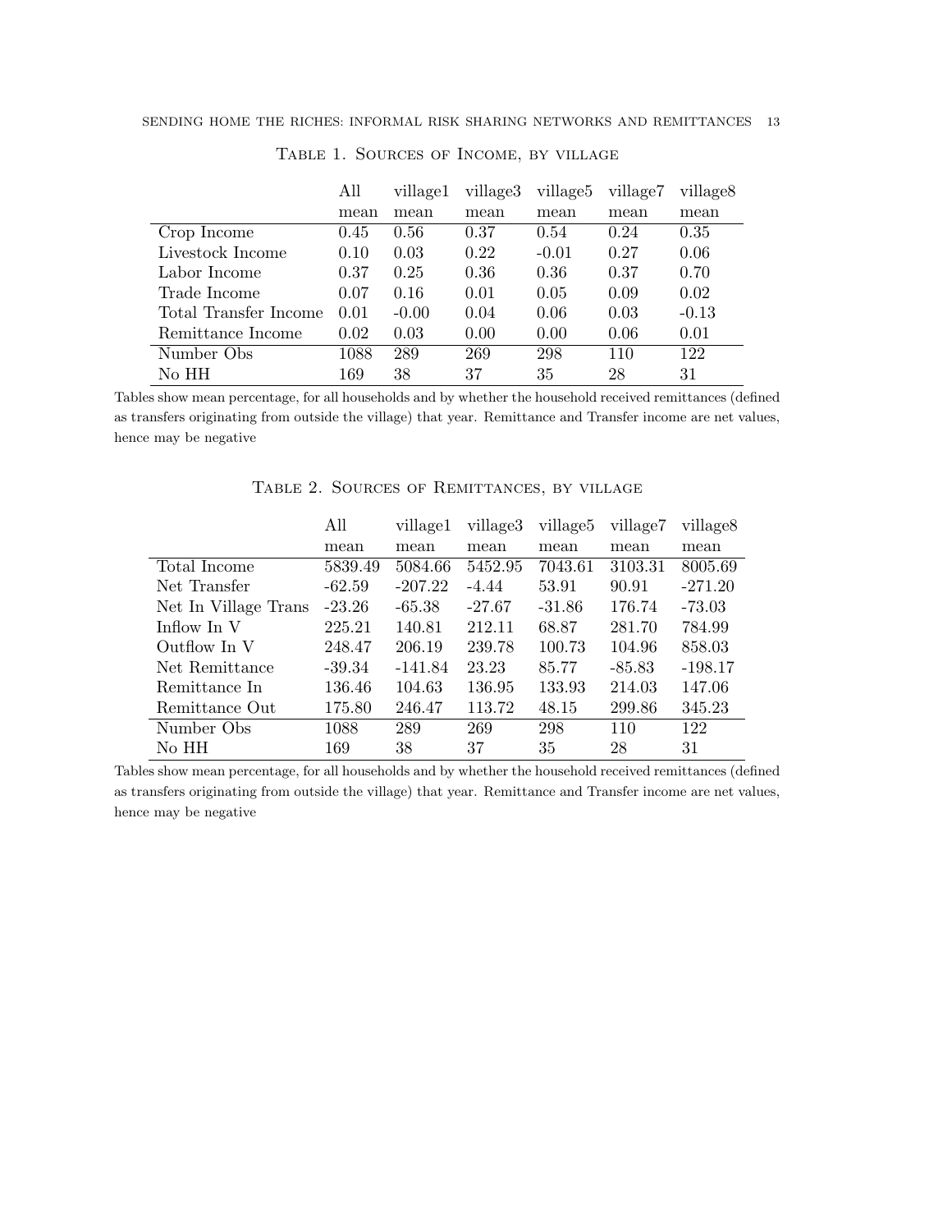Table 1. Sources of Income, by village

| | All | village1 | village3 | village5 | village7 | village8 |
|---|---|---|---|---|---|---|
| | mean | mean | mean | mean | mean | mean |
| Crop Income | 0.45 | 0.56 | 0.37 | 0.54 | 0.24 | 0.35 |
| Livestock Income | 0.10 | 0.03 | 0.22 | -0.01 | 0.27 | 0.06 |
| Labor Income | 0.37 | 0.25 | 0.36 | 0.36 | 0.37 | 0.70 |
| Trade Income | 0.07 | 0.16 | 0.01 | 0.05 | 0.09 | 0.02 |
| Total Transfer Income | 0.01 | -0.00 | 0.04 | 0.06 | 0.03 | -0.13 |
| Remittance Income | 0.02 | 0.03 | 0.00 | 0.00 | 0.06 | 0.01 |
| Number Obs | 1088 | 289 | 269 | 298 | 110 | 122 |
| No HH | 169 | 38 | 37 | 35 | 28 | 31 |

Tables show mean percentage, for all households and by whether the household received remittances (defined as transfers originating from outside the village) that year. Remittance and Transfer income are net values, hence may be negative

Table 2. Sources of Remittances, by village

| | All | village1 | village3 | village5 | village7 | village8 |
|---|---|---|---|---|---|---|
| | mean | mean | mean | mean | mean | mean |
| Total Income | 5839.49 | 5084.66 | 5452.95 | 7043.61 | 3103.31 | 8005.69 |
| Net Transfer | -62.59 | -207.22 | -4.44 | 53.91 | 90.91 | -271.20 |
| Net In Village Trans | -23.26 | -65.38 | -27.67 | -31.86 | 176.74 | -73.03 |
| Inflow In V | 225.21 | 140.81 | 212.11 | 68.87 | 281.70 | 784.99 |
| Outflow In V | 248.47 | 206.19 | 239.78 | 100.73 | 104.96 | 858.03 |
| Net Remittance | -39.34 | -141.84 | 23.23 | 85.77 | -85.83 | -198.17 |
| Remittance In | 136.46 | 104.63 | 136.95 | 133.93 | 214.03 | 147.06 |
| Remittance Out | 175.80 | 246.47 | 113.72 | 48.15 | 299.86 | 345.23 |
| Number Obs | 1088 | 289 | 269 | 298 | 110 | 122 |
| No HH | 169 | 38 | 37 | 35 | 28 | 31 |

Tables show mean percentage, for all households and by whether the household received remittances (defined as transfers originating from outside the village) that year. Remittance and Transfer income are net values, hence may be negative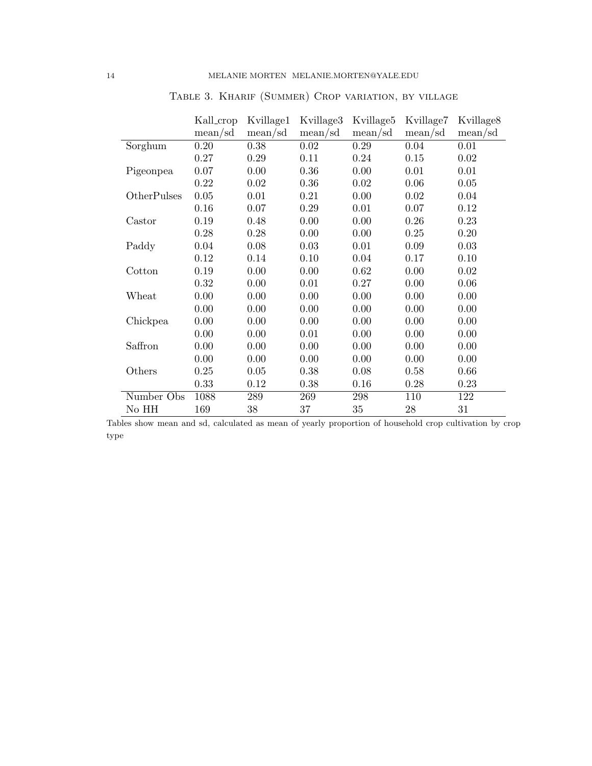Table 3. Kharif (Summer) Crop variation, by village

| | Kall_crop | Kvillage1 | Kvillage3 | Kvillage5 | Kvillage7 | Kvillage8 |
|---|---|---|---|---|---|---|
| | mean/sd | mean/sd | mean/sd | mean/sd | mean/sd | mean/sd |
| Sorghum | 0.20 | 0.38 | 0.02 | 0.29 | 0.04 | 0.01 |
| | 0.27 | 0.29 | 0.11 | 0.24 | 0.15 | 0.02 |
| Pigeonpea | 0.07 | 0.00 | 0.36 | 0.00 | 0.01 | 0.01 |
| | 0.22 | 0.02 | 0.36 | 0.02 | 0.06 | 0.05 |
| OtherPulses | 0.05 | 0.01 | 0.21 | 0.00 | 0.02 | 0.04 |
| | 0.16 | 0.07 | 0.29 | 0.01 | 0.07 | 0.12 |
| Castor | 0.19 | 0.48 | 0.00 | 0.00 | 0.26 | 0.23 |
| | 0.28 | 0.28 | 0.00 | 0.00 | 0.25 | 0.20 |
| Paddy | 0.04 | 0.08 | 0.03 | 0.01 | 0.09 | 0.03 |
| | 0.12 | 0.14 | 0.10 | 0.04 | 0.17 | 0.10 |
| Cotton | 0.19 | 0.00 | 0.00 | 0.62 | 0.00 | 0.02 |
| | 0.32 | 0.00 | 0.01 | 0.27 | 0.00 | 0.06 |
| Wheat | 0.00 | 0.00 | 0.00 | 0.00 | 0.00 | 0.00 |
| | 0.00 | 0.00 | 0.00 | 0.00 | 0.00 | 0.00 |
| Chickpea | 0.00 | 0.00 | 0.00 | 0.00 | 0.00 | 0.00 |
| | 0.00 | 0.00 | 0.01 | 0.00 | 0.00 | 0.00 |
| Saffron | 0.00 | 0.00 | 0.00 | 0.00 | 0.00 | 0.00 |
| | 0.00 | 0.00 | 0.00 | 0.00 | 0.00 | 0.00 |
| Others | 0.25 | 0.05 | 0.38 | 0.08 | 0.58 | 0.66 |
| | 0.33 | 0.12 | 0.38 | 0.16 | 0.28 | 0.23 |
| Number Obs | 1088 | 289 | 269 | 298 | 110 | 122 |
| No HH | 169 | 38 | 37 | 35 | 28 | 31 |

Tables show mean and sd, calculated as mean of yearly proportion of household crop cultivation by crop type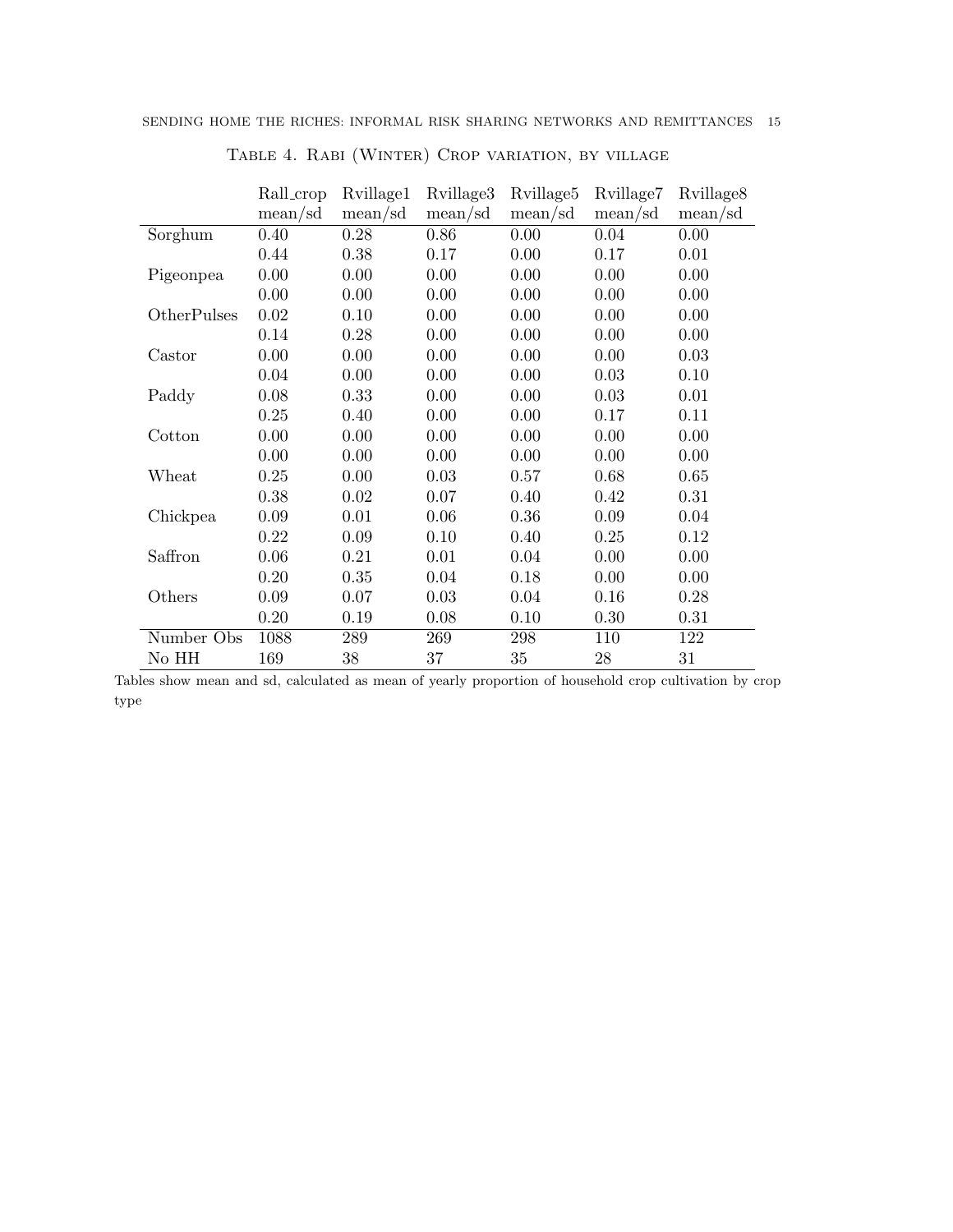TABLE 4. RABI (WINTER) CROP VARIATION, BY VILLAGE

| | Rall_crop | Rvillage1 | Rvillage3 | Rvillage5 | Rvillage7 | Rvillage8 |
|---|---|---|---|---|---|---|
| | mean/sd | mean/sd | mean/sd | mean/sd | mean/sd | mean/sd |
| Sorghum | 0.40 | 0.28 | 0.86 | 0.00 | 0.04 | 0.00 |
| | 0.44 | 0.38 | 0.17 | 0.00 | 0.17 | 0.01 |
| Pigeonpea | 0.00 | 0.00 | 0.00 | 0.00 | 0.00 | 0.00 |
| | 0.00 | 0.00 | 0.00 | 0.00 | 0.00 | 0.00 |
| OtherPulses | 0.02 | 0.10 | 0.00 | 0.00 | 0.00 | 0.00 |
| | 0.14 | 0.28 | 0.00 | 0.00 | 0.00 | 0.00 |
| Castor | 0.00 | 0.00 | 0.00 | 0.00 | 0.00 | 0.03 |
| | 0.04 | 0.00 | 0.00 | 0.00 | 0.03 | 0.10 |
| Paddy | 0.08 | 0.33 | 0.00 | 0.00 | 0.03 | 0.01 |
| | 0.25 | 0.40 | 0.00 | 0.00 | 0.17 | 0.11 |
| Cotton | 0.00 | 0.00 | 0.00 | 0.00 | 0.00 | 0.00 |
| | 0.00 | 0.00 | 0.00 | 0.00 | 0.00 | 0.00 |
| Wheat | 0.25 | 0.00 | 0.03 | 0.57 | 0.68 | 0.65 |
| | 0.38 | 0.02 | 0.07 | 0.40 | 0.42 | 0.31 |
| Chickpea | 0.09 | 0.01 | 0.06 | 0.36 | 0.09 | 0.04 |
| | 0.22 | 0.09 | 0.10 | 0.40 | 0.25 | 0.12 |
| Saffron | 0.06 | 0.21 | 0.01 | 0.04 | 0.00 | 0.00 |
| | 0.20 | 0.35 | 0.04 | 0.18 | 0.00 | 0.00 |
| Others | 0.09 | 0.07 | 0.03 | 0.04 | 0.16 | 0.28 |
| | 0.20 | 0.19 | 0.08 | 0.10 | 0.30 | 0.31 |
| Number Obs | 1088 | 289 | 269 | 298 | 110 | 122 |
| No HH | 169 | 38 | 37 | 35 | 28 | 31 |

Tables show mean and sd, calculated as mean of yearly proportion of household crop cultivation by crop type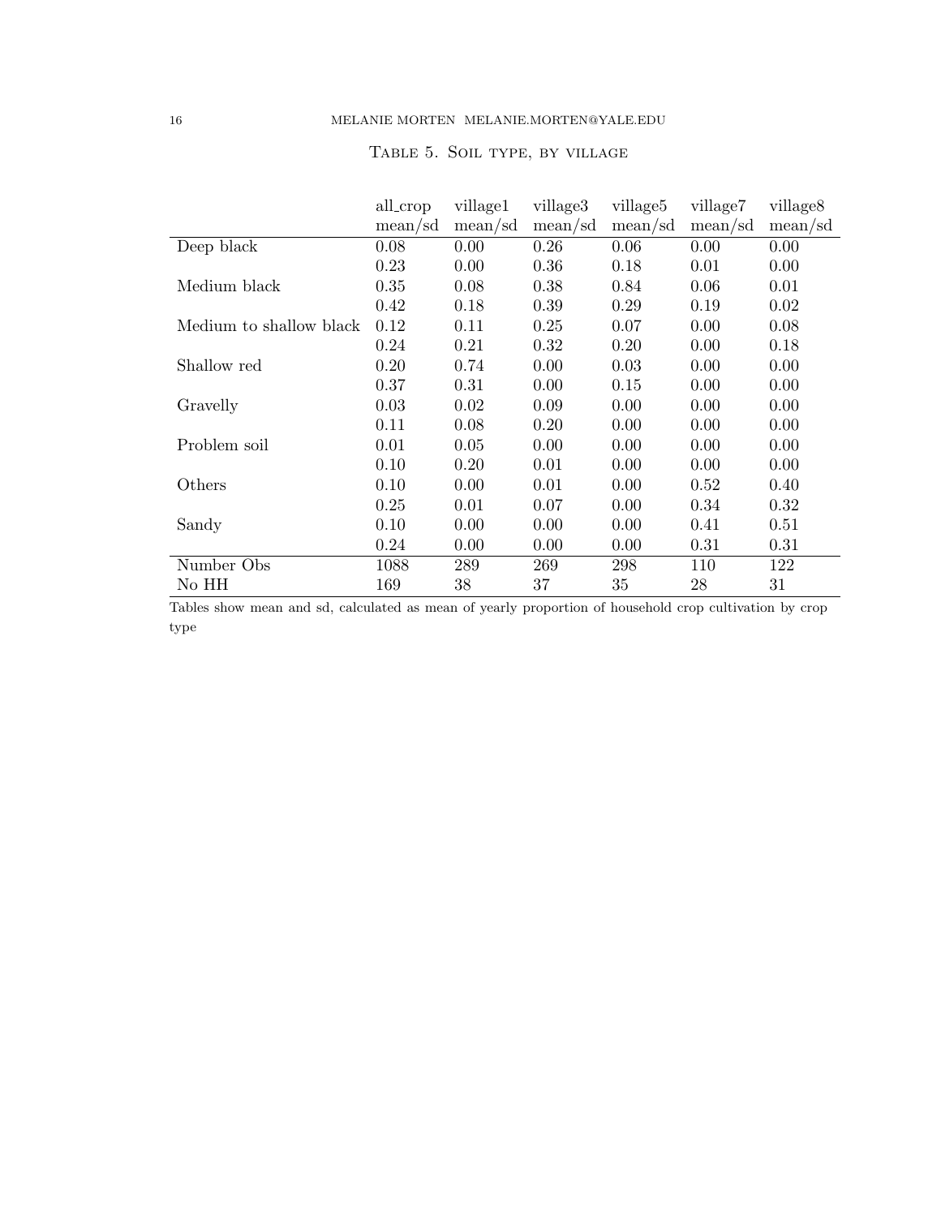Table 5. Soil type, by village

| | all_crop | village1 | village3 | village5 | village7 | village8 |
|---|---|---|---|---|---|---|
| | mean/sd | mean/sd | mean/sd | mean/sd | mean/sd | mean/sd |
| Deep black | 0.08 | 0.00 | 0.26 | 0.06 | 0.00 | 0.00 |
| | 0.23 | 0.00 | 0.36 | 0.18 | 0.01 | 0.00 |
| Medium black | 0.35 | 0.08 | 0.38 | 0.84 | 0.06 | 0.01 |
| | 0.42 | 0.18 | 0.39 | 0.29 | 0.19 | 0.02 |
| Medium to shallow black | 0.12 | 0.11 | 0.25 | 0.07 | 0.00 | 0.08 |
| | 0.24 | 0.21 | 0.32 | 0.20 | 0.00 | 0.18 |
| Shallow red | 0.20 | 0.74 | 0.00 | 0.03 | 0.00 | 0.00 |
| | 0.37 | 0.31 | 0.00 | 0.15 | 0.00 | 0.00 |
| Gravelly | 0.03 | 0.02 | 0.09 | 0.00 | 0.00 | 0.00 |
| | 0.11 | 0.08 | 0.20 | 0.00 | 0.00 | 0.00 |
| Problem soil | 0.01 | 0.05 | 0.00 | 0.00 | 0.00 | 0.00 |
| | 0.10 | 0.20 | 0.01 | 0.00 | 0.00 | 0.00 |
| Others | 0.10 | 0.00 | 0.01 | 0.00 | 0.52 | 0.40 |
| | 0.25 | 0.01 | 0.07 | 0.00 | 0.34 | 0.32 |
| Sandy | 0.10 | 0.00 | 0.00 | 0.00 | 0.41 | 0.51 |
| | 0.24 | 0.00 | 0.00 | 0.00 | 0.31 | 0.31 |
| Number Obs | 1088 | 289 | 269 | 298 | 110 | 122 |
| No HH | 169 | 38 | 37 | 35 | 28 | 31 |

Tables show mean and sd, calculated as mean of yearly proportion of household crop cultivation by crop type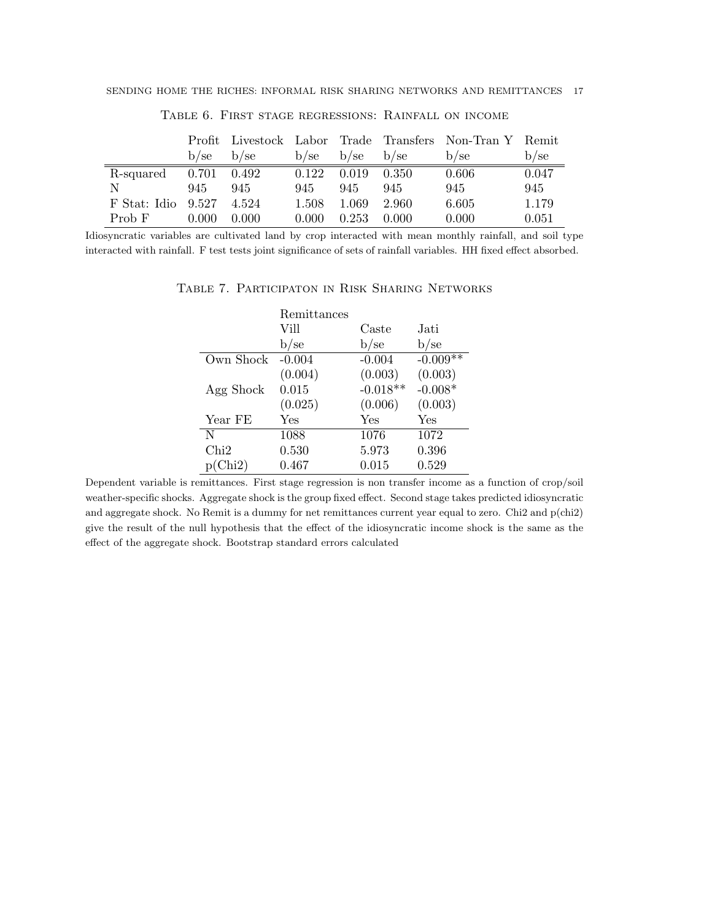Table 6. First stage regressions: Rainfall on income

| | Profit | Livestock | Labor | Trade | Transfers | Non-Tran Y | Remit |
|---|---|---|---|---|---|---|---|
| | b/se | b/se | b/se | b/se | b/se | b/se | b/se |
| R-squared | 0.701 | 0.492 | 0.122 | 0.019 | 0.350 | 0.606 | 0.047 |
| N | 945 | 945 | 945 | 945 | 945 | 945 | 945 |
| F Stat: Idio | 9.527 | 4.524 | 1.508 | 1.069 | 2.960 | 6.605 | 1.179 |
| Prob F | 0.000 | 0.000 | 0.000 | 0.253 | 0.000 | 0.000 | 0.051 |

Idiosyncratic variables are cultivated land by crop interacted with mean monthly rainfall, and soil type interacted with rainfall. F test tests joint significance of sets of rainfall variables. HH fixed effect absorbed.

Table 7. Participaton in Risk Sharing Networks

| | Remittances | | |
|---|---|---|---|
| | Vill | Caste | Jati |
| | b/se | b/se | b/se |
| Own Shock | -0.004 | -0.004 | -0.009** |
| | (0.004) | (0.003) | (0.003) |
| Agg Shock | 0.015 | -0.018** | -0.008* |
| | (0.025) | (0.006) | (0.003) |
| Year FE | Yes | Yes | Yes |
| N | 1088 | 1076 | 1072 |
| Chi2 | 0.530 | 5.973 | 0.396 |
| p(Chi2) | 0.467 | 0.015 | 0.529 |

Dependent variable is remittances. First stage regression is non transfer income as a function of crop/soil weather-specific shocks. Aggregate shock is the group fixed effect. Second stage takes predicted idiosyncratic and aggregate shock. No Remit is a dummy for net remittances current year equal to zero. Chi2 and p(chi2) give the result of the null hypothesis that the effect of the idiosyncratic income shock is the same as the effect of the aggregate shock. Bootstrap standard errors calculated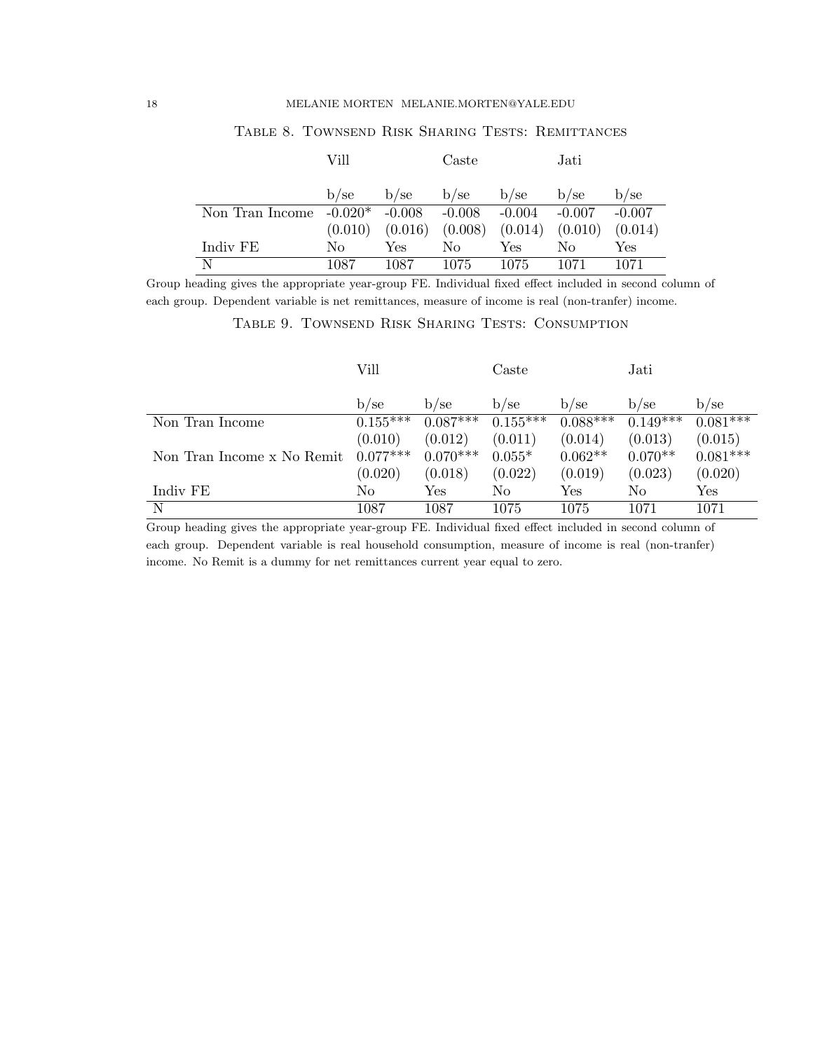Table 8. Townsend Risk Sharing Tests: Remittances

| | Vill | | Caste | | Jati | |
|---|---|---|---|---|---|---|
| | b/se | b/se | b/se | b/se | b/se | b/se |
| Non Tran Income | -0.020* | -0.008 | -0.008 | -0.004 | -0.007 | -0.007 |
| | (0.010) | (0.016) | (0.008) | (0.014) | (0.010) | (0.014) |
| Indiv FE | No | Yes | No | Yes | No | Yes |
| N | 1087 | 1087 | 1075 | 1075 | 1071 | 1071 |

Group heading gives the appropriate year-group FE. Individual fixed effect included in second column of each group. Dependent variable is net remittances, measure of income is real (non-tranfer) income.

Table 9. Townsend Risk Sharing Tests: Consumption

| | Vill | | Caste | | Jati | |
|---|---|---|---|---|---|---|
| | b/se | b/se | b/se | b/se | b/se | b/se |
| Non Tran Income | 0.155*** | 0.087*** | 0.155*** | 0.088*** | 0.149*** | 0.081*** |
| | (0.010) | (0.012) | (0.011) | (0.014) | (0.013) | (0.015) |
| Non Tran Income x No Remit | 0.077*** | 0.070*** | 0.055* | 0.062** | 0.070** | 0.081*** |
| | (0.020) | (0.018) | (0.022) | (0.019) | (0.023) | (0.020) |
| Indiv FE | No | Yes | No | Yes | No | Yes |
| N | 1087 | 1087 | 1075 | 1075 | 1071 | 1071 |

Group heading gives the appropriate year-group FE. Individual fixed effect included in second column of each group. Dependent variable is real household consumption, measure of income is real (non-tranfer) income. No Remit is a dummy for net remittances current year equal to zero.